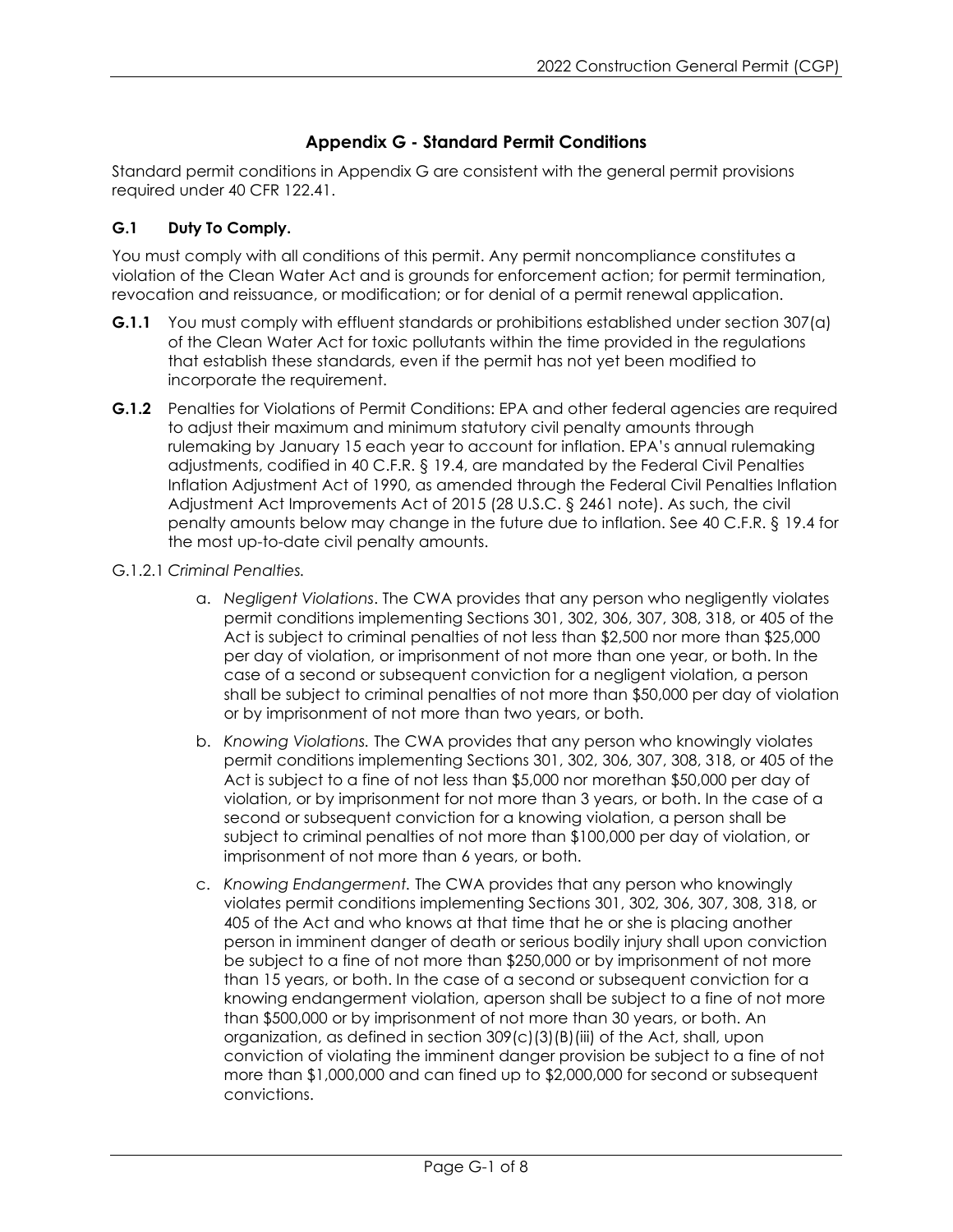# Appendix G - Standard Permit Conditions

Standard permit conditions in Appendix G are consistent with the general permit provisions required under 40 CFR 122.41.

## G.1 Duty To Comply.

You must comply with all conditions of this permit. Any permit noncompliance constitutes a violation of the Clean Water Act and is grounds for enforcement action; for permit termination, revocation and reissuance, or modification; or for denial of a permit renewal application.

**G.1.1** You must comply with effluent standards or prohibitions established under section 307(a) of the Clean Water Act for toxic pollutants within the time provided in the regulations that establish these standards, even if the permit has not yet been modified to incorporate the requirement.

**G.1.2** Penalties for Violations of Permit Conditions: EPA and other federal agencies are required to adjust their maximum and minimum statutory civil penalty amounts through rulemaking by January 15 each year to account for inflation. EPA's annual rulemaking adjustments, codified in 40 C.F.R. § 19.4, are mandated by the Federal Civil Penalties Inflation Adjustment Act of 1990, as amended through the Federal Civil Penalties Inflation Adjustment Act Improvements Act of 2015 (28 U.S.C. § 2461 note). As such, the civil penalty amounts below may change in the future due to inflation. See 40 C.F.R. § 19.4 for the most up-to-date civil penalty amounts.

G.1.2.1 *Criminal Penalties.*

a. *Negligent Violations*. The CWA provides that any person who negligently violates permit conditions implementing Sections 301, 302, 306, 307, 308, 318, or 405 of the Act is subject to criminal penalties of not less than $2,500 nor more than $25,000 per day of violation, or imprisonment of not more than one year, or both. In the case of a second or subsequent conviction for a negligent violation, a person shall be subject to criminal penalties of not more than $50,000 per day of violation or by imprisonment of not more than two years, or both.

b. *Knowing Violations.* The CWA provides that any person who knowingly violates permit conditions implementing Sections 301, 302, 306, 307, 308, 318, or 405 of the Act is subject to a fine of not less than $5,000 nor morethan $50,000 per day of violation, or by imprisonment for not more than 3 years, or both. In the case of a second or subsequent conviction for a knowing violation, a person shall be subject to criminal penalties of not more than $100,000 per day of violation, or imprisonment of not more than 6 years, or both.

c. *Knowing Endangerment.* The CWA provides that any person who knowingly violates permit conditions implementing Sections 301, 302, 306, 307, 308, 318, or 405 of the Act and who knows at that time that he or she is placing another person in imminent danger of death or serious bodily injury shall upon conviction be subject to a fine of not more than $250,000 or by imprisonment of not more than 15 years, or both. In the case of a second or subsequent conviction for a knowing endangerment violation, aperson shall be subject to a fine of not more than $500,000 or by imprisonment of not more than 30 years, or both. An organization, as defined in section 309(c)(3)(B)(iii) of the Act, shall, upon conviction of violating the imminent danger provision be subject to a fine of not more than $1,000,000 and can fined up to $2,000,000 for second or subsequent convictions.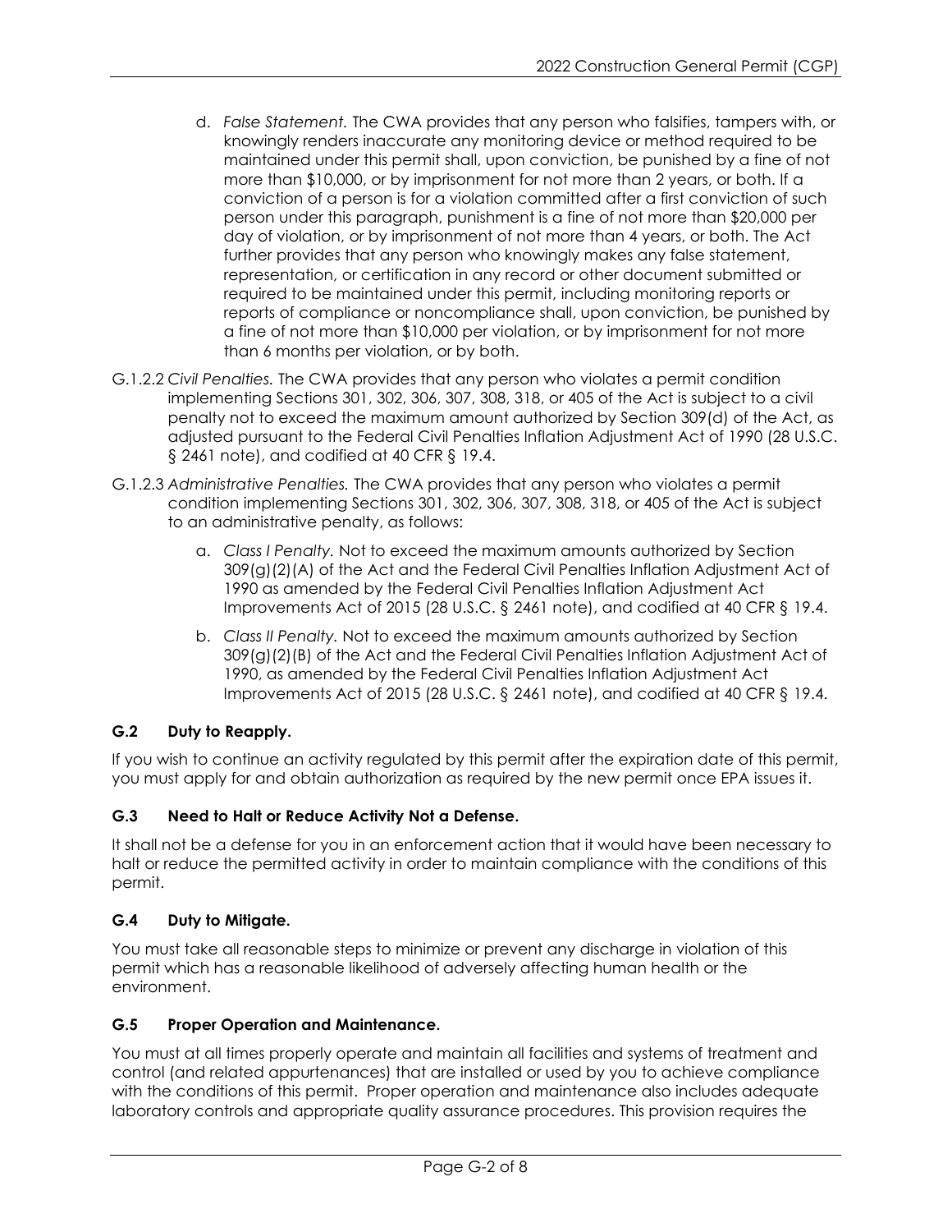d. *False Statement.* The CWA provides that any person who falsifies, tampers with, or knowingly renders inaccurate any monitoring device or method required to be maintained under this permit shall, upon conviction, be punished by a fine of not more than $10,000, or by imprisonment for not more than 2 years, or both. If a conviction of a person is for a violation committed after a first conviction of such person under this paragraph, punishment is a fine of not more than $20,000 per day of violation, or by imprisonment of not more than 4 years, or both. The Act further provides that any person who knowingly makes any false statement, representation, or certification in any record or other document submitted or required to be maintained under this permit, including monitoring reports or reports of compliance or noncompliance shall, upon conviction, be punished by a fine of not more than $10,000 per violation, or by imprisonment for not more than 6 months per violation, or by both.

G.1.2.2 *Civil Penalties.* The CWA provides that any person who violates a permit condition implementing Sections 301, 302, 306, 307, 308, 318, or 405 of the Act is subject to a civil penalty not to exceed the maximum amount authorized by Section 309(d) of the Act, as adjusted pursuant to the Federal Civil Penalties Inflation Adjustment Act of 1990 (28 U.S.C. § 2461 note), and codified at 40 CFR § 19.4.

G.1.2.3 *Administrative Penalties.* The CWA provides that any person who violates a permit condition implementing Sections 301, 302, 306, 307, 308, 318, or 405 of the Act is subject to an administrative penalty, as follows:

a. *Class I Penalty.* Not to exceed the maximum amounts authorized by Section 309(g)(2)(A) of the Act and the Federal Civil Penalties Inflation Adjustment Act of 1990 as amended by the Federal Civil Penalties Inflation Adjustment Act Improvements Act of 2015 (28 U.S.C. § 2461 note), and codified at 40 CFR § 19.4.

b. *Class II Penalty.* Not to exceed the maximum amounts authorized by Section 309(g)(2)(B) of the Act and the Federal Civil Penalties Inflation Adjustment Act of 1990, as amended by the Federal Civil Penalties Inflation Adjustment Act Improvements Act of 2015 (28 U.S.C. § 2461 note), and codified at 40 CFR § 19.4.

### G.2 Duty to Reapply.

If you wish to continue an activity regulated by this permit after the expiration date of this permit, you must apply for and obtain authorization as required by the new permit once EPA issues it.

### G.3 Need to Halt or Reduce Activity Not a Defense.

It shall not be a defense for you in an enforcement action that it would have been necessary to halt or reduce the permitted activity in order to maintain compliance with the conditions of this permit.

### G.4 Duty to Mitigate.

You must take all reasonable steps to minimize or prevent any discharge in violation of this permit which has a reasonable likelihood of adversely affecting human health or the environment.

### G.5 Proper Operation and Maintenance.

You must at all times properly operate and maintain all facilities and systems of treatment and control (and related appurtenances) that are installed or used by you to achieve compliance with the conditions of this permit. Proper operation and maintenance also includes adequate laboratory controls and appropriate quality assurance procedures. This provision requires the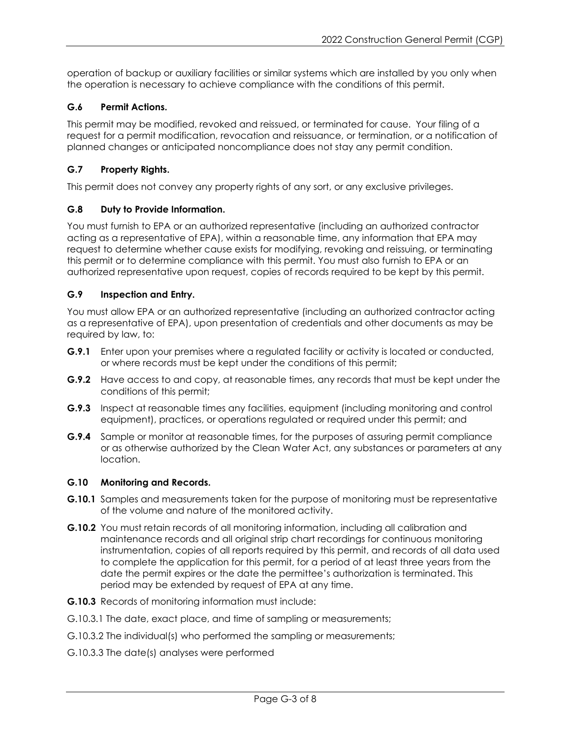operation of backup or auxiliary facilities or similar systems which are installed by you only when the operation is necessary to achieve compliance with the conditions of this permit.

### G.6 Permit Actions.

This permit may be modified, revoked and reissued, or terminated for cause. Your filing of a request for a permit modification, revocation and reissuance, or termination, or a notification of planned changes or anticipated noncompliance does not stay any permit condition.

### G.7 Property Rights.

This permit does not convey any property rights of any sort, or any exclusive privileges.

### G.8 Duty to Provide Information.

You must furnish to EPA or an authorized representative (including an authorized contractor acting as a representative of EPA), within a reasonable time, any information that EPA may request to determine whether cause exists for modifying, revoking and reissuing, or terminating this permit or to determine compliance with this permit. You must also furnish to EPA or an authorized representative upon request, copies of records required to be kept by this permit.

### G.9 Inspection and Entry.

You must allow EPA or an authorized representative (including an authorized contractor acting as a representative of EPA), upon presentation of credentials and other documents as may be required by law, to:

**G.9.1** Enter upon your premises where a regulated facility or activity is located or conducted, or where records must be kept under the conditions of this permit;

**G.9.2** Have access to and copy, at reasonable times, any records that must be kept under the conditions of this permit;

**G.9.3** Inspect at reasonable times any facilities, equipment (including monitoring and control equipment), practices, or operations regulated or required under this permit; and

**G.9.4** Sample or monitor at reasonable times, for the purposes of assuring permit compliance or as otherwise authorized by the Clean Water Act, any substances or parameters at any location.

### G.10 Monitoring and Records.

**G.10.1** Samples and measurements taken for the purpose of monitoring must be representative of the volume and nature of the monitored activity.

**G.10.2** You must retain records of all monitoring information, including all calibration and maintenance records and all original strip chart recordings for continuous monitoring instrumentation, copies of all reports required by this permit, and records of all data used to complete the application for this permit, for a period of at least three years from the date the permit expires or the date the permittee's authorization is terminated. This period may be extended by request of EPA at any time.

**G.10.3** Records of monitoring information must include:

G.10.3.1 The date, exact place, and time of sampling or measurements;

G.10.3.2 The individual(s) who performed the sampling or measurements;

G.10.3.3 The date(s) analyses were performed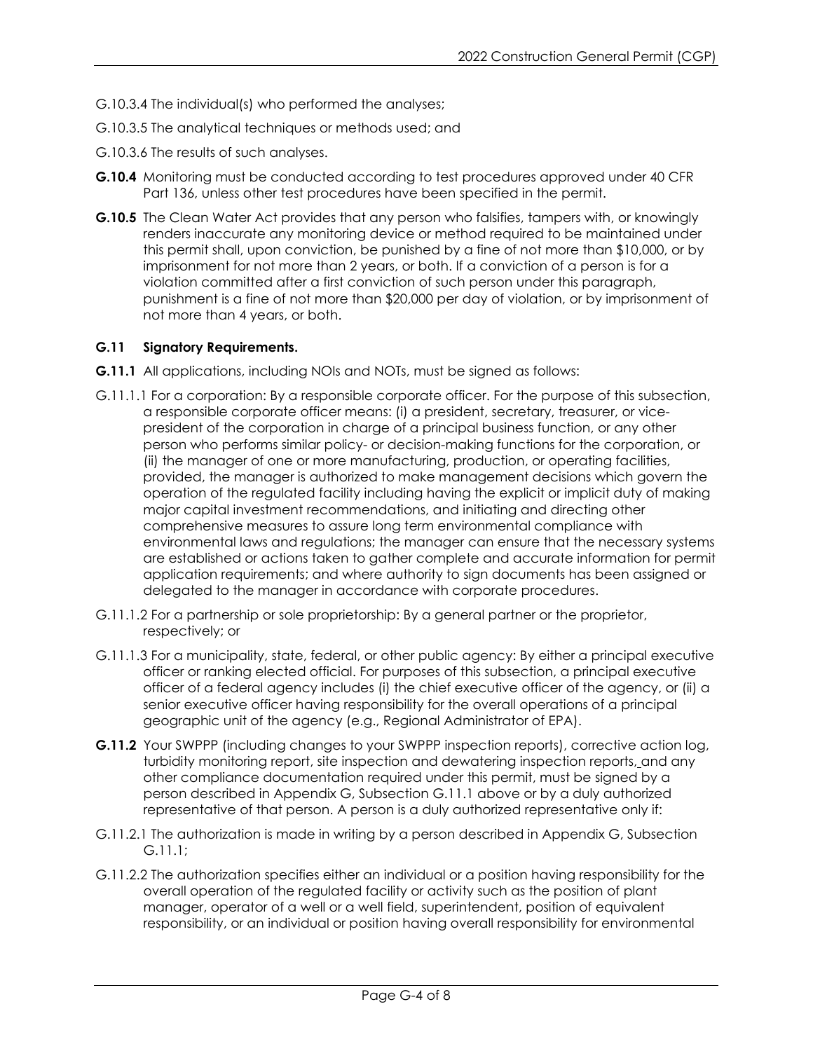G.10.3.4 The individual(s) who performed the analyses;

G.10.3.5 The analytical techniques or methods used; and

G.10.3.6 The results of such analyses.

**G.10.4** Monitoring must be conducted according to test procedures approved under 40 CFR Part 136, unless other test procedures have been specified in the permit.

**G.10.5** The Clean Water Act provides that any person who falsifies, tampers with, or knowingly renders inaccurate any monitoring device or method required to be maintained under this permit shall, upon conviction, be punished by a fine of not more than $10,000, or by imprisonment for not more than 2 years, or both. If a conviction of a person is for a violation committed after a first conviction of such person under this paragraph, punishment is a fine of not more than $20,000 per day of violation, or by imprisonment of not more than 4 years, or both.

### G.11 Signatory Requirements.

**G.11.1** All applications, including NOIs and NOTs, must be signed as follows:

G.11.1.1 For a corporation: By a responsible corporate officer. For the purpose of this subsection, a responsible corporate officer means: (i) a president, secretary, treasurer, or vice-president of the corporation in charge of a principal business function, or any other person who performs similar policy- or decision-making functions for the corporation, or (ii) the manager of one or more manufacturing, production, or operating facilities, provided, the manager is authorized to make management decisions which govern the operation of the regulated facility including having the explicit or implicit duty of making major capital investment recommendations, and initiating and directing other comprehensive measures to assure long term environmental compliance with environmental laws and regulations; the manager can ensure that the necessary systems are established or actions taken to gather complete and accurate information for permit application requirements; and where authority to sign documents has been assigned or delegated to the manager in accordance with corporate procedures.

G.11.1.2 For a partnership or sole proprietorship: By a general partner or the proprietor, respectively; or

G.11.1.3 For a municipality, state, federal, or other public agency: By either a principal executive officer or ranking elected official. For purposes of this subsection, a principal executive officer of a federal agency includes (i) the chief executive officer of the agency, or (ii) a senior executive officer having responsibility for the overall operations of a principal geographic unit of the agency (e.g., Regional Administrator of EPA).

**G.11.2** Your SWPPP (including changes to your SWPPP inspection reports), corrective action log, turbidity monitoring report, site inspection and dewatering inspection reports, and any other compliance documentation required under this permit, must be signed by a person described in Appendix G, Subsection G.11.1 above or by a duly authorized representative of that person. A person is a duly authorized representative only if:

G.11.2.1 The authorization is made in writing by a person described in Appendix G, Subsection G.11.1;

G.11.2.2 The authorization specifies either an individual or a position having responsibility for the overall operation of the regulated facility or activity such as the position of plant manager, operator of a well or a well field, superintendent, position of equivalent responsibility, or an individual or position having overall responsibility for environmental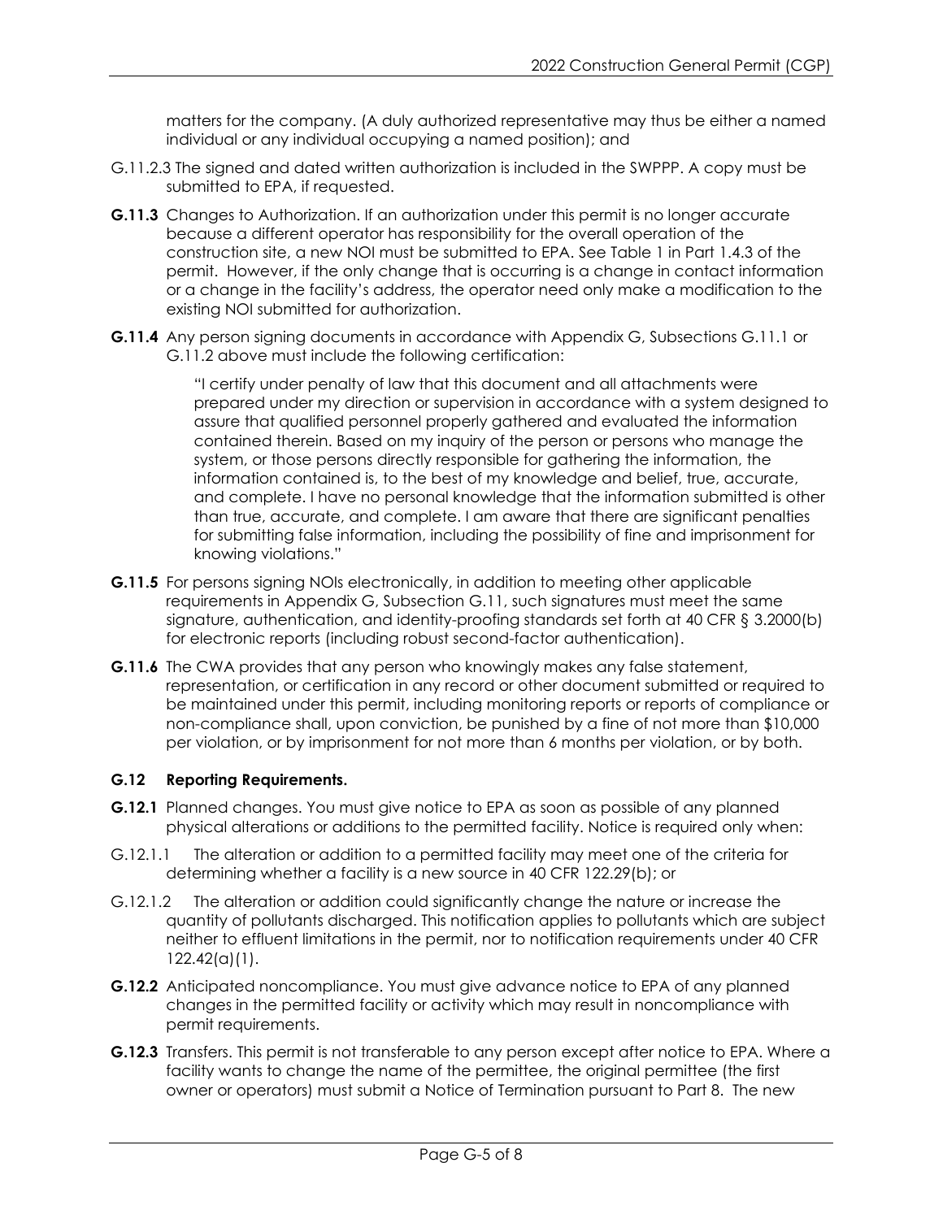matters for the company. (A duly authorized representative may thus be either a named individual or any individual occupying a named position); and

G.11.2.3 The signed and dated written authorization is included in the SWPPP. A copy must be submitted to EPA, if requested.

**G.11.3** Changes to Authorization. If an authorization under this permit is no longer accurate because a different operator has responsibility for the overall operation of the construction site, a new NOI must be submitted to EPA. See Table 1 in Part 1.4.3 of the permit. However, if the only change that is occurring is a change in contact information or a change in the facility's address, the operator need only make a modification to the existing NOI submitted for authorization.

**G.11.4** Any person signing documents in accordance with Appendix G, Subsections G.11.1 or G.11.2 above must include the following certification:

> "I certify under penalty of law that this document and all attachments were prepared under my direction or supervision in accordance with a system designed to assure that qualified personnel properly gathered and evaluated the information contained therein. Based on my inquiry of the person or persons who manage the system, or those persons directly responsible for gathering the information, the information contained is, to the best of my knowledge and belief, true, accurate, and complete. I have no personal knowledge that the information submitted is other than true, accurate, and complete. I am aware that there are significant penalties for submitting false information, including the possibility of fine and imprisonment for knowing violations."

**G.11.5** For persons signing NOIs electronically, in addition to meeting other applicable requirements in Appendix G, Subsection G.11, such signatures must meet the same signature, authentication, and identity-proofing standards set forth at 40 CFR § 3.2000(b) for electronic reports (including robust second-factor authentication).

**G.11.6** The CWA provides that any person who knowingly makes any false statement, representation, or certification in any record or other document submitted or required to be maintained under this permit, including monitoring reports or reports of compliance or non-compliance shall, upon conviction, be punished by a fine of not more than $10,000 per violation, or by imprisonment for not more than 6 months per violation, or by both.

### G.12 Reporting Requirements.

**G.12.1** Planned changes. You must give notice to EPA as soon as possible of any planned physical alterations or additions to the permitted facility. Notice is required only when:

G.12.1.1 The alteration or addition to a permitted facility may meet one of the criteria for determining whether a facility is a new source in 40 CFR 122.29(b); or

G.12.1.2 The alteration or addition could significantly change the nature or increase the quantity of pollutants discharged. This notification applies to pollutants which are subject neither to effluent limitations in the permit, nor to notification requirements under 40 CFR 122.42(a)(1).

**G.12.2** Anticipated noncompliance. You must give advance notice to EPA of any planned changes in the permitted facility or activity which may result in noncompliance with permit requirements.

**G.12.3** Transfers. This permit is not transferable to any person except after notice to EPA. Where a facility wants to change the name of the permittee, the original permittee (the first owner or operators) must submit a Notice of Termination pursuant to Part 8. The new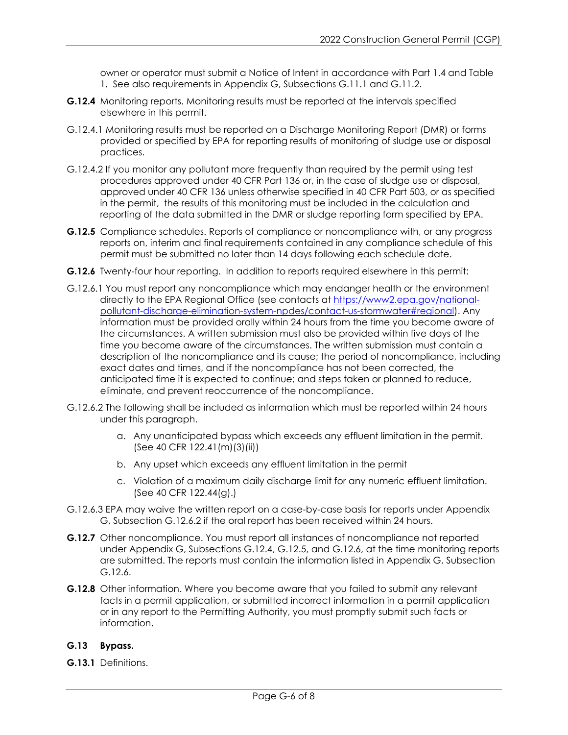owner or operator must submit a Notice of Intent in accordance with Part 1.4 and Table 1. See also requirements in Appendix G, Subsections G.11.1 and G.11.2.

**G.12.4** Monitoring reports. Monitoring results must be reported at the intervals specified elsewhere in this permit.

G.12.4.1 Monitoring results must be reported on a Discharge Monitoring Report (DMR) or forms provided or specified by EPA for reporting results of monitoring of sludge use or disposal practices.

G.12.4.2 If you monitor any pollutant more frequently than required by the permit using test procedures approved under 40 CFR Part 136 or, in the case of sludge use or disposal, approved under 40 CFR 136 unless otherwise specified in 40 CFR Part 503, or as specified in the permit, the results of this monitoring must be included in the calculation and reporting of the data submitted in the DMR or sludge reporting form specified by EPA.

**G.12.5** Compliance schedules. Reports of compliance or noncompliance with, or any progress reports on, interim and final requirements contained in any compliance schedule of this permit must be submitted no later than 14 days following each schedule date.

**G.12.6** Twenty-four hour reporting. In addition to reports required elsewhere in this permit:

G.12.6.1 You must report any noncompliance which may endanger health or the environment directly to the EPA Regional Office (see contacts at [https://www2.epa.gov/national-pollutant-discharge-elimination-system-npdes/contact-us-stormwater#regional](https://www2.epa.gov/national-pollutant-discharge-elimination-system-npdes/contact-us-stormwater#regional)). Any information must be provided orally within 24 hours from the time you become aware of the circumstances. A written submission must also be provided within five days of the time you become aware of the circumstances. The written submission must contain a description of the noncompliance and its cause; the period of noncompliance, including exact dates and times, and if the noncompliance has not been corrected, the anticipated time it is expected to continue; and steps taken or planned to reduce, eliminate, and prevent reoccurrence of the noncompliance.

G.12.6.2 The following shall be included as information which must be reported within 24 hours under this paragraph.

a. Any unanticipated bypass which exceeds any effluent limitation in the permit. (See 40 CFR 122.41(m)(3)(ii))
b. Any upset which exceeds any effluent limitation in the permit
c. Violation of a maximum daily discharge limit for any numeric effluent limitation. (See 40 CFR 122.44(g).)

G.12.6.3 EPA may waive the written report on a case-by-case basis for reports under Appendix G, Subsection G.12.6.2 if the oral report has been received within 24 hours.

**G.12.7** Other noncompliance. You must report all instances of noncompliance not reported under Appendix G, Subsections G.12.4, G.12.5, and G.12.6, at the time monitoring reports are submitted. The reports must contain the information listed in Appendix G, Subsection G.12.6.

**G.12.8** Other information. Where you become aware that you failed to submit any relevant facts in a permit application, or submitted incorrect information in a permit application or in any report to the Permitting Authority, you must promptly submit such facts or information.

### G.13 Bypass.

**G.13.1** Definitions.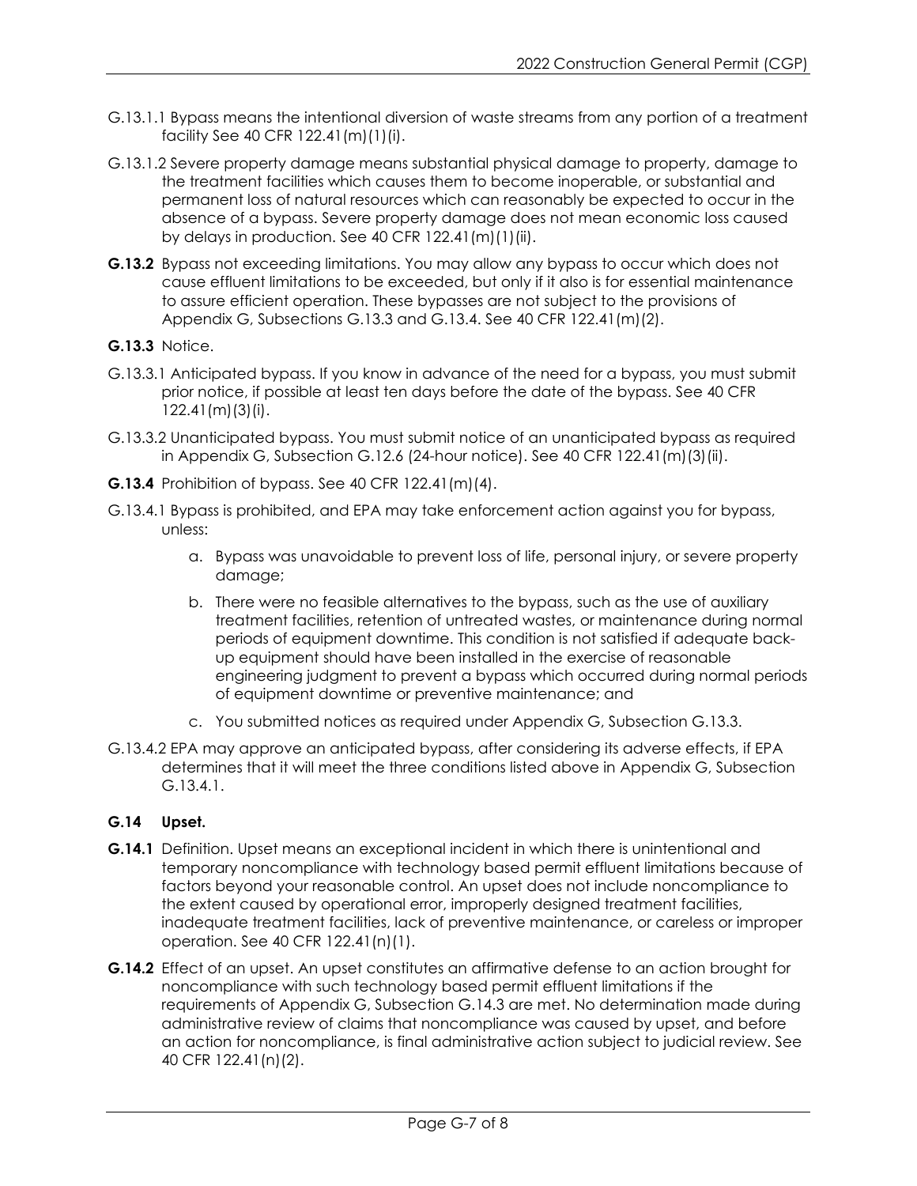G.13.1.1 Bypass means the intentional diversion of waste streams from any portion of a treatment facility See 40 CFR 122.41(m)(1)(i).

G.13.1.2 Severe property damage means substantial physical damage to property, damage to the treatment facilities which causes them to become inoperable, or substantial and permanent loss of natural resources which can reasonably be expected to occur in the absence of a bypass. Severe property damage does not mean economic loss caused by delays in production. See 40 CFR 122.41(m)(1)(ii).

**G.13.2** Bypass not exceeding limitations. You may allow any bypass to occur which does not cause effluent limitations to be exceeded, but only if it also is for essential maintenance to assure efficient operation. These bypasses are not subject to the provisions of Appendix G, Subsections G.13.3 and G.13.4. See 40 CFR 122.41(m)(2).

**G.13.3** Notice.

G.13.3.1 Anticipated bypass. If you know in advance of the need for a bypass, you must submit prior notice, if possible at least ten days before the date of the bypass. See 40 CFR 122.41(m)(3)(i).

G.13.3.2 Unanticipated bypass. You must submit notice of an unanticipated bypass as required in Appendix G, Subsection G.12.6 (24-hour notice). See 40 CFR 122.41(m)(3)(ii).

**G.13.4** Prohibition of bypass. See 40 CFR 122.41(m)(4).

G.13.4.1 Bypass is prohibited, and EPA may take enforcement action against you for bypass, unless:

a. Bypass was unavoidable to prevent loss of life, personal injury, or severe property damage;

b. There were no feasible alternatives to the bypass, such as the use of auxiliary treatment facilities, retention of untreated wastes, or maintenance during normal periods of equipment downtime. This condition is not satisfied if adequate back-up equipment should have been installed in the exercise of reasonable engineering judgment to prevent a bypass which occurred during normal periods of equipment downtime or preventive maintenance; and

c. You submitted notices as required under Appendix G, Subsection G.13.3.

G.13.4.2 EPA may approve an anticipated bypass, after considering its adverse effects, if EPA determines that it will meet the three conditions listed above in Appendix G, Subsection G.13.4.1.

## G.14 Upset.

**G.14.1** Definition. Upset means an exceptional incident in which there is unintentional and temporary noncompliance with technology based permit effluent limitations because of factors beyond your reasonable control. An upset does not include noncompliance to the extent caused by operational error, improperly designed treatment facilities, inadequate treatment facilities, lack of preventive maintenance, or careless or improper operation. See 40 CFR 122.41(n)(1).

**G.14.2** Effect of an upset. An upset constitutes an affirmative defense to an action brought for noncompliance with such technology based permit effluent limitations if the requirements of Appendix G, Subsection G.14.3 are met. No determination made during administrative review of claims that noncompliance was caused by upset, and before an action for noncompliance, is final administrative action subject to judicial review. See 40 CFR 122.41(n)(2).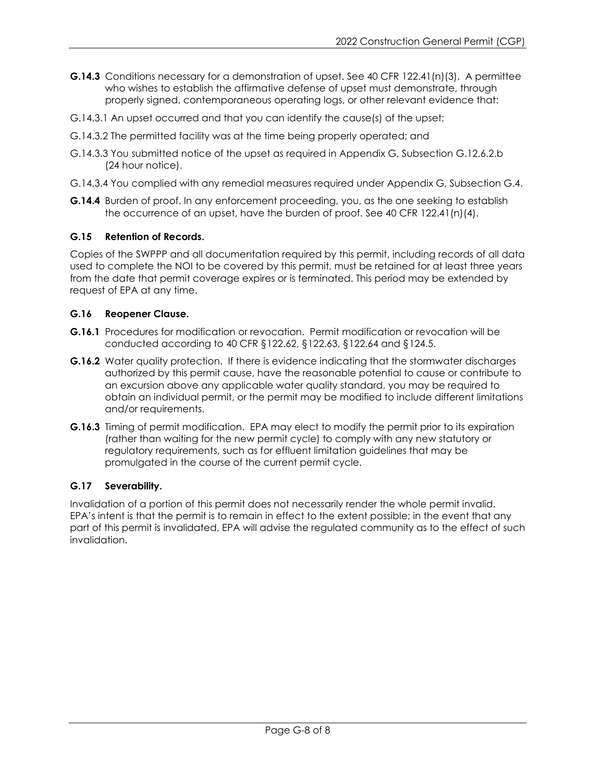**G.14.3** Conditions necessary for a demonstration of upset. See 40 CFR 122.41(n)(3). A permittee who wishes to establish the affirmative defense of upset must demonstrate, through properly signed, contemporaneous operating logs, or other relevant evidence that:

G.14.3.1 An upset occurred and that you can identify the cause(s) of the upset;

G.14.3.2 The permitted facility was at the time being properly operated; and

G.14.3.3 You submitted notice of the upset as required in Appendix G, Subsection G.12.6.2.b (24 hour notice).

G.14.3.4 You complied with any remedial measures required under Appendix G, Subsection G.4.

**G.14.4** Burden of proof. In any enforcement proceeding, you, as the one seeking to establish the occurrence of an upset, have the burden of proof. See 40 CFR 122.41(n)(4).

### G.15 Retention of Records.

Copies of the SWPPP and all documentation required by this permit, including records of all data used to complete the NOI to be covered by this permit, must be retained for at least three years from the date that permit coverage expires or is terminated. This period may be extended by request of EPA at any time.

### G.16 Reopener Clause.

**G.16.1** Procedures for modification or revocation. Permit modification or revocation will be conducted according to 40 CFR §122.62, §122.63, §122.64 and §124.5.

**G.16.2** Water quality protection. If there is evidence indicating that the stormwater discharges authorized by this permit cause, have the reasonable potential to cause or contribute to an excursion above any applicable water quality standard, you may be required to obtain an individual permit, or the permit may be modified to include different limitations and/or requirements.

**G.16.3** Timing of permit modification. EPA may elect to modify the permit prior to its expiration (rather than waiting for the new permit cycle) to comply with any new statutory or regulatory requirements, such as for effluent limitation guidelines that may be promulgated in the course of the current permit cycle.

### G.17 Severability.

Invalidation of a portion of this permit does not necessarily render the whole permit invalid. EPA's intent is that the permit is to remain in effect to the extent possible; in the event that any part of this permit is invalidated, EPA will advise the regulated community as to the effect of such invalidation.